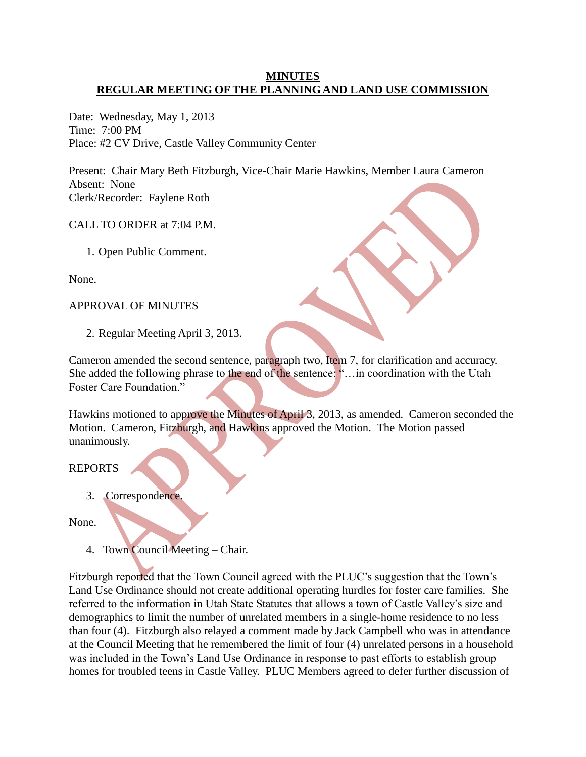**MINUTES**
**REGULAR MEETING OF THE PLANNING AND LAND USE COMMISSION**

Date: Wednesday, May 1, 2013
Time: 7:00 PM
Place: #2 CV Drive, Castle Valley Community Center

Present: Chair Mary Beth Fitzburgh, Vice-Chair Marie Hawkins, Member Laura Cameron
Absent: None
Clerk/Recorder: Faylene Roth

CALL TO ORDER at 7:04 P.M.

1. Open Public Comment.

None.

APPROVAL OF MINUTES

2. Regular Meeting April 3, 2013.

Cameron amended the second sentence, paragraph two, Item 7, for clarification and accuracy. She added the following phrase to the end of the sentence: "…in coordination with the Utah Foster Care Foundation."

Hawkins motioned to approve the Minutes of April 3, 2013, as amended. Cameron seconded the Motion. Cameron, Fitzburgh, and Hawkins approved the Motion. The Motion passed unanimously.

REPORTS

3. Correspondence.

None.

4. Town Council Meeting – Chair.

Fitzburgh reported that the Town Council agreed with the PLUC's suggestion that the Town's Land Use Ordinance should not create additional operating hurdles for foster care families. She referred to the information in Utah State Statutes that allows a town of Castle Valley's size and demographics to limit the number of unrelated members in a single-home residence to no less than four (4). Fitzburgh also relayed a comment made by Jack Campbell who was in attendance at the Council Meeting that he remembered the limit of four (4) unrelated persons in a household was included in the Town's Land Use Ordinance in response to past efforts to establish group homes for troubled teens in Castle Valley. PLUC Members agreed to defer further discussion of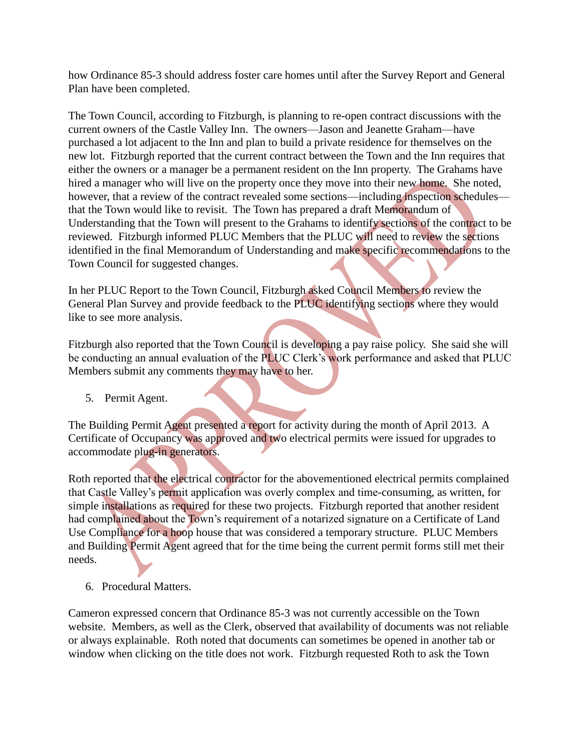how Ordinance 85-3 should address foster care homes until after the Survey Report and General Plan have been completed.

The Town Council, according to Fitzburgh, is planning to re-open contract discussions with the current owners of the Castle Valley Inn. The owners—Jason and Jeanette Graham—have purchased a lot adjacent to the Inn and plan to build a private residence for themselves on the new lot. Fitzburgh reported that the current contract between the Town and the Inn requires that either the owners or a manager be a permanent resident on the Inn property. The Grahams have hired a manager who will live on the property once they move into their new home. She noted, however, that a review of the contract revealed some sections—including inspection schedules—that the Town would like to revisit. The Town has prepared a draft Memorandum of Understanding that the Town will present to the Grahams to identify sections of the contract to be reviewed. Fitzburgh informed PLUC Members that the PLUC will need to review the sections identified in the final Memorandum of Understanding and make specific recommendations to the Town Council for suggested changes.

In her PLUC Report to the Town Council, Fitzburgh asked Council Members to review the General Plan Survey and provide feedback to the PLUC identifying sections where they would like to see more analysis.

Fitzburgh also reported that the Town Council is developing a pay raise policy. She said she will be conducting an annual evaluation of the PLUC Clerk's work performance and asked that PLUC Members submit any comments they may have to her.

5. Permit Agent.

The Building Permit Agent presented a report for activity during the month of April 2013. A Certificate of Occupancy was approved and two electrical permits were issued for upgrades to accommodate plug-in generators.

Roth reported that the electrical contractor for the abovementioned electrical permits complained that Castle Valley's permit application was overly complex and time-consuming, as written, for simple installations as required for these two projects. Fitzburgh reported that another resident had complained about the Town's requirement of a notarized signature on a Certificate of Land Use Compliance for a hoop house that was considered a temporary structure. PLUC Members and Building Permit Agent agreed that for the time being the current permit forms still met their needs.

6. Procedural Matters.

Cameron expressed concern that Ordinance 85-3 was not currently accessible on the Town website. Members, as well as the Clerk, observed that availability of documents was not reliable or always explainable. Roth noted that documents can sometimes be opened in another tab or window when clicking on the title does not work. Fitzburgh requested Roth to ask the Town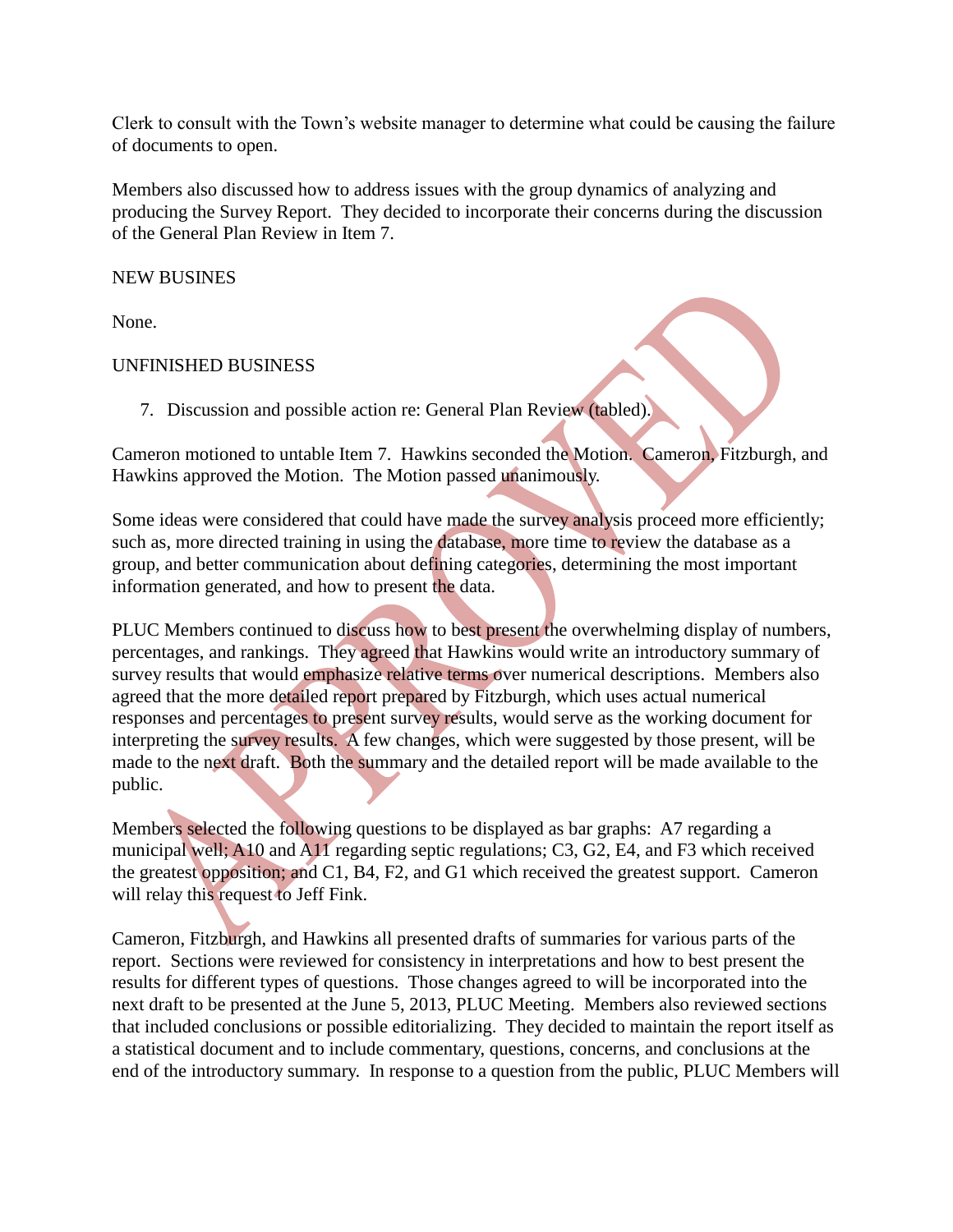Clerk to consult with the Town's website manager to determine what could be causing the failure of documents to open.

Members also discussed how to address issues with the group dynamics of analyzing and producing the Survey Report. They decided to incorporate their concerns during the discussion of the General Plan Review in Item 7.

NEW BUSINES

None.

UNFINISHED BUSINESS

7. Discussion and possible action re: General Plan Review (tabled).

Cameron motioned to untable Item 7. Hawkins seconded the Motion. Cameron, Fitzburgh, and Hawkins approved the Motion. The Motion passed unanimously.

Some ideas were considered that could have made the survey analysis proceed more efficiently; such as, more directed training in using the database, more time to review the database as a group, and better communication about defining categories, determining the most important information generated, and how to present the data.

PLUC Members continued to discuss how to best present the overwhelming display of numbers, percentages, and rankings. They agreed that Hawkins would write an introductory summary of survey results that would emphasize relative terms over numerical descriptions. Members also agreed that the more detailed report prepared by Fitzburgh, which uses actual numerical responses and percentages to present survey results, would serve as the working document for interpreting the survey results. A few changes, which were suggested by those present, will be made to the next draft. Both the summary and the detailed report will be made available to the public.

Members selected the following questions to be displayed as bar graphs: A7 regarding a municipal well; A10 and A11 regarding septic regulations; C3, G2, E4, and F3 which received the greatest opposition; and C1, B4, F2, and G1 which received the greatest support. Cameron will relay this request to Jeff Fink.

Cameron, Fitzburgh, and Hawkins all presented drafts of summaries for various parts of the report. Sections were reviewed for consistency in interpretations and how to best present the results for different types of questions. Those changes agreed to will be incorporated into the next draft to be presented at the June 5, 2013, PLUC Meeting. Members also reviewed sections that included conclusions or possible editorializing. They decided to maintain the report itself as a statistical document and to include commentary, questions, concerns, and conclusions at the end of the introductory summary. In response to a question from the public, PLUC Members will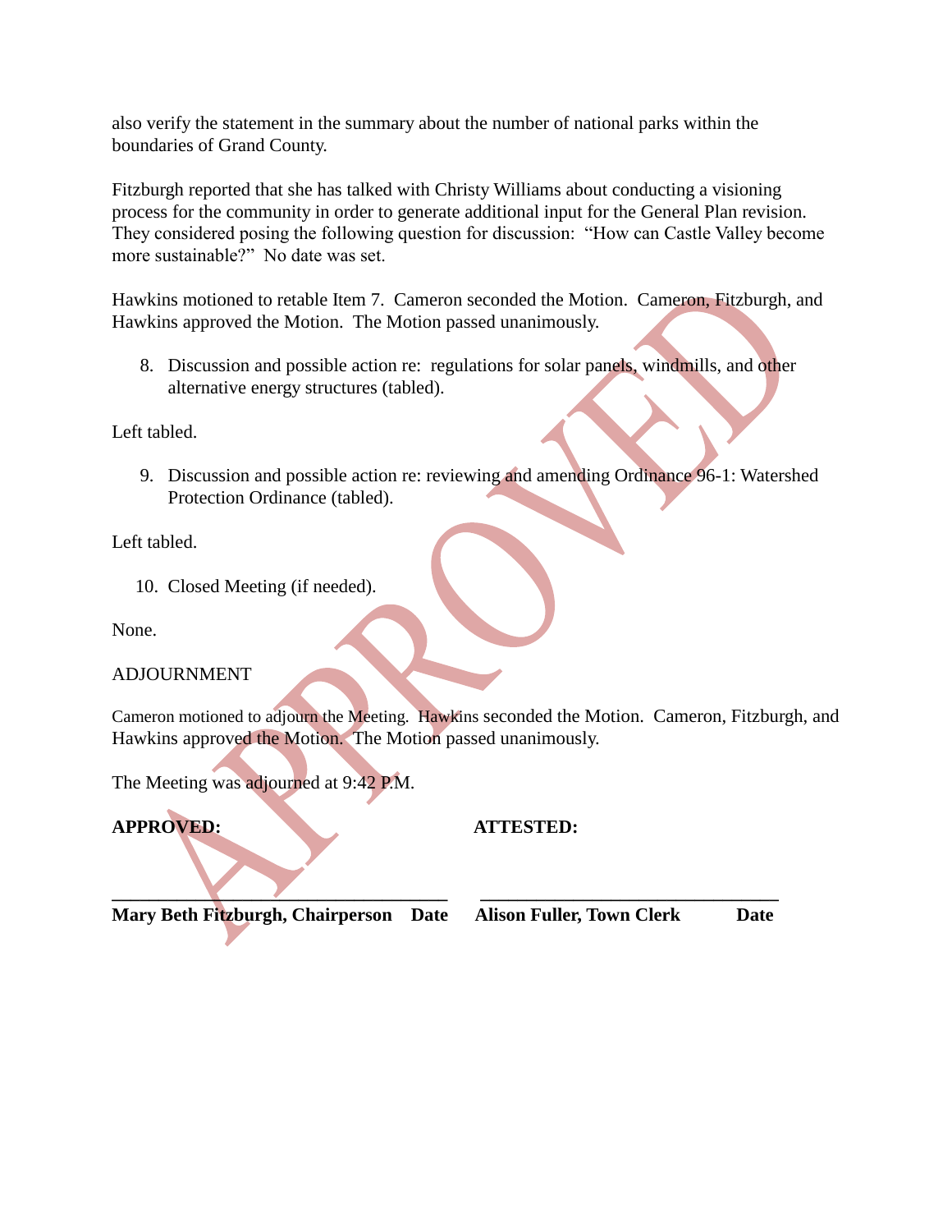also verify the statement in the summary about the number of national parks within the boundaries of Grand County.

Fitzburgh reported that she has talked with Christy Williams about conducting a visioning process for the community in order to generate additional input for the General Plan revision. They considered posing the following question for discussion: "How can Castle Valley become more sustainable?" No date was set.

Hawkins motioned to retable Item 7. Cameron seconded the Motion. Cameron, Fitzburgh, and Hawkins approved the Motion. The Motion passed unanimously.

8. Discussion and possible action re: regulations for solar panels, windmills, and other alternative energy structures (tabled).

Left tabled.

9. Discussion and possible action re: reviewing and amending Ordinance 96-1: Watershed Protection Ordinance (tabled).

Left tabled.

10. Closed Meeting (if needed).

None.

ADJOURNMENT

Cameron motioned to adjourn the Meeting. Hawkins seconded the Motion. Cameron, Fitzburgh, and Hawkins approved the Motion. The Motion passed unanimously.

The Meeting was adjourned at 9:42 P.M.

**APPROVED:** **ATTESTED:**

\_\_\_\_\_\_\_\_\_\_\_\_\_\_\_\_\_\_\_\_\_\_\_\_\_\_\_\_\_\_\_\_\_\_\_ \_\_\_\_\_\_\_\_\_\_\_\_\_\_\_\_\_\_\_\_\_\_\_\_\_\_\_\_\_\_\_\_\_\_\_

**Mary Beth Fitzburgh, Chairperson Date** **Alison Fuller, Town Clerk Date**

APPROVED